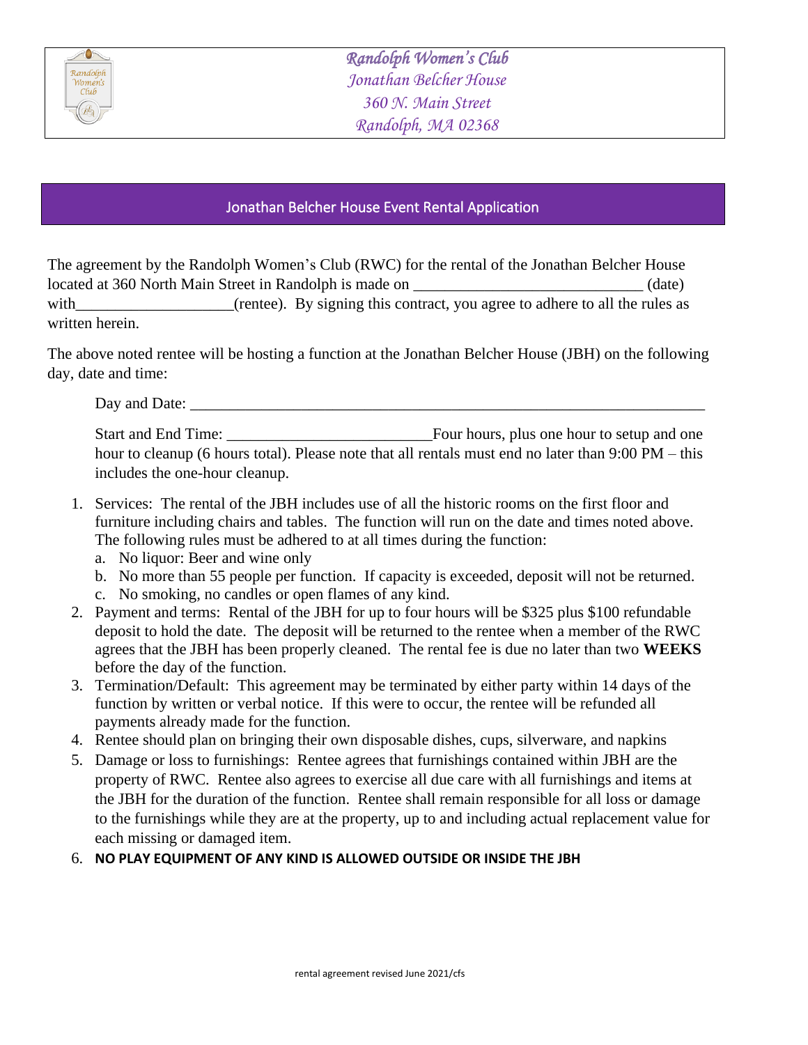**Randolph Women's Club**
*Jonathan Belcher House*
*360 N. Main Street*
*Randolph, MA 02368*

## Jonathan Belcher House Event Rental Application

The agreement by the Randolph Women's Club (RWC) for the rental of the Jonathan Belcher House located at 360 North Main Street in Randolph is made on ____________________________ (date) with___________________(rentee). By signing this contract, you agree to adhere to all the rules as written herein.

The above noted rentee will be hosting a function at the Jonathan Belcher House (JBH) on the following day, date and time:

Day and Date: _______________________________________________________________

Start and End Time: _________________________Four hours, plus one hour to setup and one hour to cleanup (6 hours total). Please note that all rentals must end no later than 9:00 PM – this includes the one-hour cleanup.

1. Services: The rental of the JBH includes use of all the historic rooms on the first floor and furniture including chairs and tables. The function will run on the date and times noted above. The following rules must be adhered to at all times during the function:
   a. No liquor: Beer and wine only
   b. No more than 55 people per function. If capacity is exceeded, deposit will not be returned.
   c. No smoking, no candles or open flames of any kind.
2. Payment and terms: Rental of the JBH for up to four hours will be $325 plus $100 refundable deposit to hold the date. The deposit will be returned to the rentee when a member of the RWC agrees that the JBH has been properly cleaned. The rental fee is due no later than two **WEEKS** before the day of the function.
3. Termination/Default: This agreement may be terminated by either party within 14 days of the function by written or verbal notice. If this were to occur, the rentee will be refunded all payments already made for the function.
4. Rentee should plan on bringing their own disposable dishes, cups, silverware, and napkins
5. Damage or loss to furnishings: Rentee agrees that furnishings contained within JBH are the property of RWC. Rentee also agrees to exercise all due care with all furnishings and items at the JBH for the duration of the function. Rentee shall remain responsible for all loss or damage to the furnishings while they are at the property, up to and including actual replacement value for each missing or damaged item.
6. **NO PLAY EQUIPMENT OF ANY KIND IS ALLOWED OUTSIDE OR INSIDE THE JBH**

rental agreement revised June 2021/cfs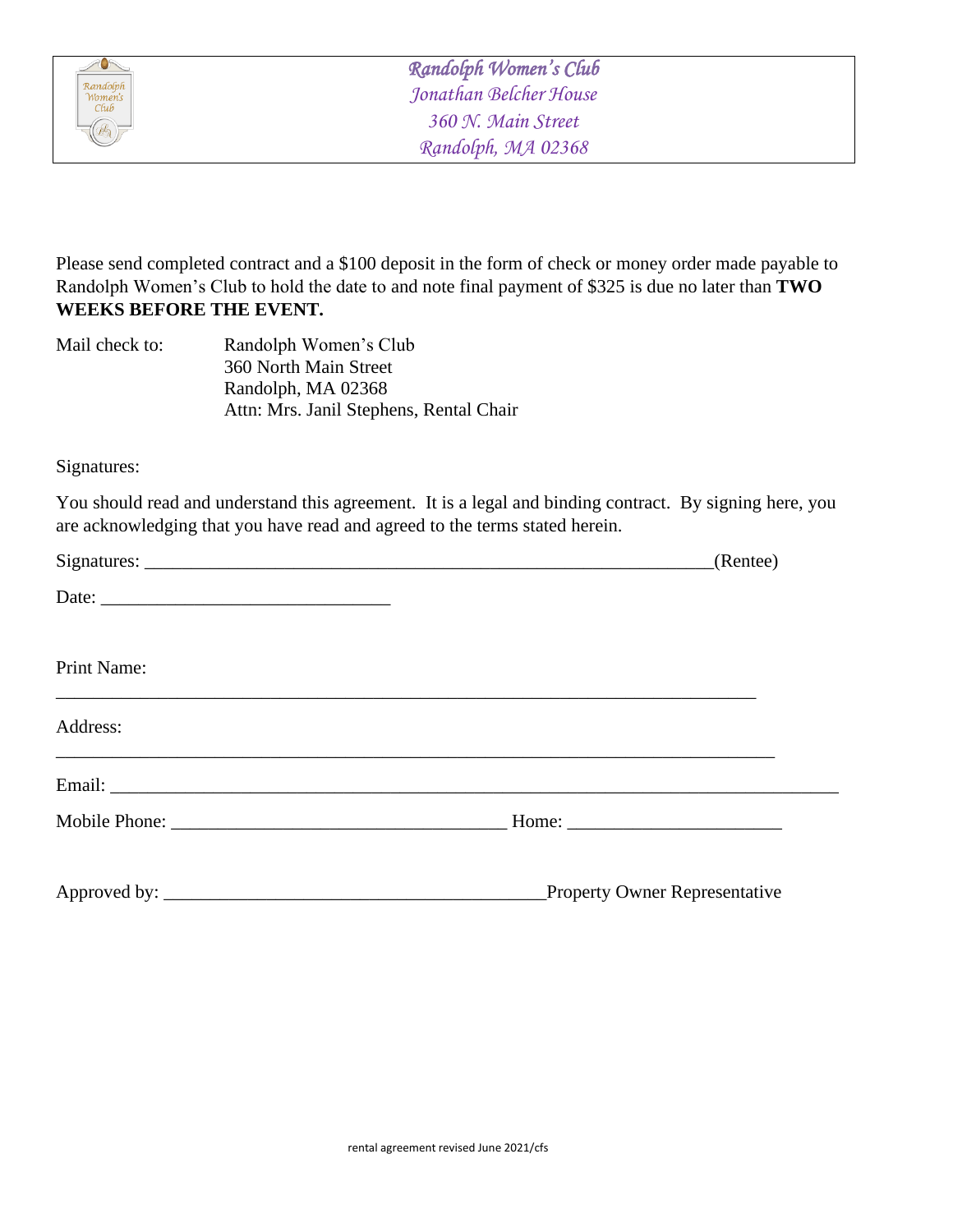**Randolph Women's Club**
*Jonathan Belcher House*
*360 N. Main Street*
*Randolph, MA 02368*

Please send completed contract and a $100 deposit in the form of check or money order made payable to Randolph Women's Club to hold the date to and note final payment of $325 is due no later than **TWO WEEKS BEFORE THE EVENT.**

Mail check to:
Randolph Women's Club
360 North Main Street
Randolph, MA 02368
Attn: Mrs. Janil Stephens, Rental Chair

Signatures:

You should read and understand this agreement. It is a legal and binding contract. By signing here, you are acknowledging that you have read and agreed to the terms stated herein.

Signatures: ______________________________________________________________(Rentee)

Date: ______________________________

Print Name:

__________________________________________________________________________

Address:

__________________________________________________________________________

Email: ____________________________________________________________________________

Mobile Phone: ___________________________________ Home: _______________________

Approved by: _________________________________________Property Owner Representative

rental agreement revised June 2021/cfs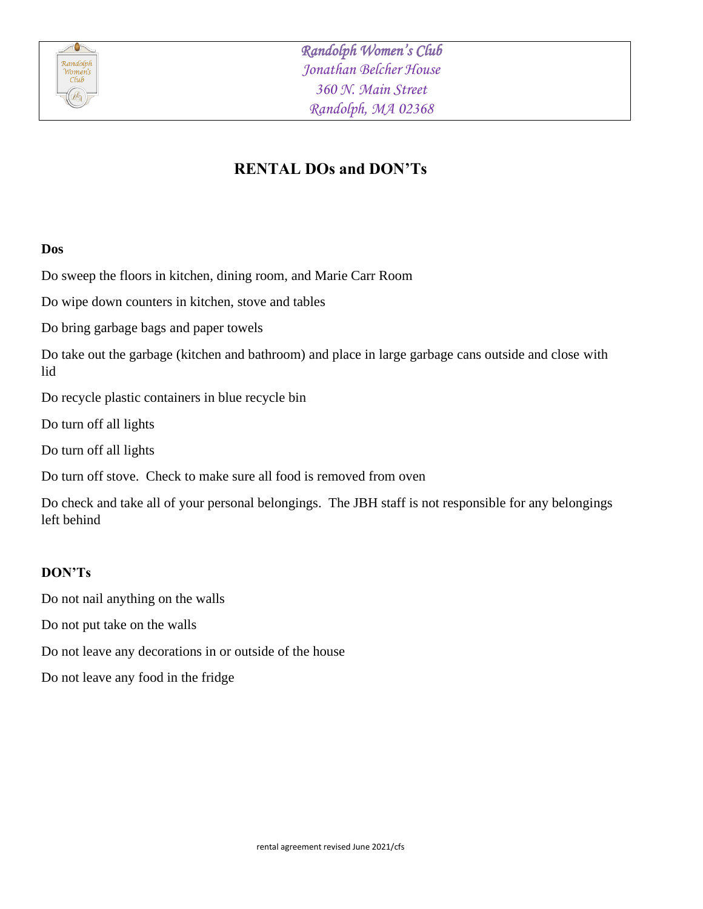*Randolph Women's Club*
*Jonathan Belcher House*
*360 N. Main Street*
*Randolph, MA 02368*

# RENTAL DOs and DON'Ts

**Dos**

Do sweep the floors in kitchen, dining room, and Marie Carr Room

Do wipe down counters in kitchen, stove and tables

Do bring garbage bags and paper towels

Do take out the garbage (kitchen and bathroom) and place in large garbage cans outside and close with lid

Do recycle plastic containers in blue recycle bin

Do turn off all lights

Do turn off all lights

Do turn off stove. Check to make sure all food is removed from oven

Do check and take all of your personal belongings. The JBH staff is not responsible for any belongings left behind

**DON'Ts**

Do not nail anything on the walls

Do not put take on the walls

Do not leave any decorations in or outside of the house

Do not leave any food in the fridge

rental agreement revised June 2021/cfs